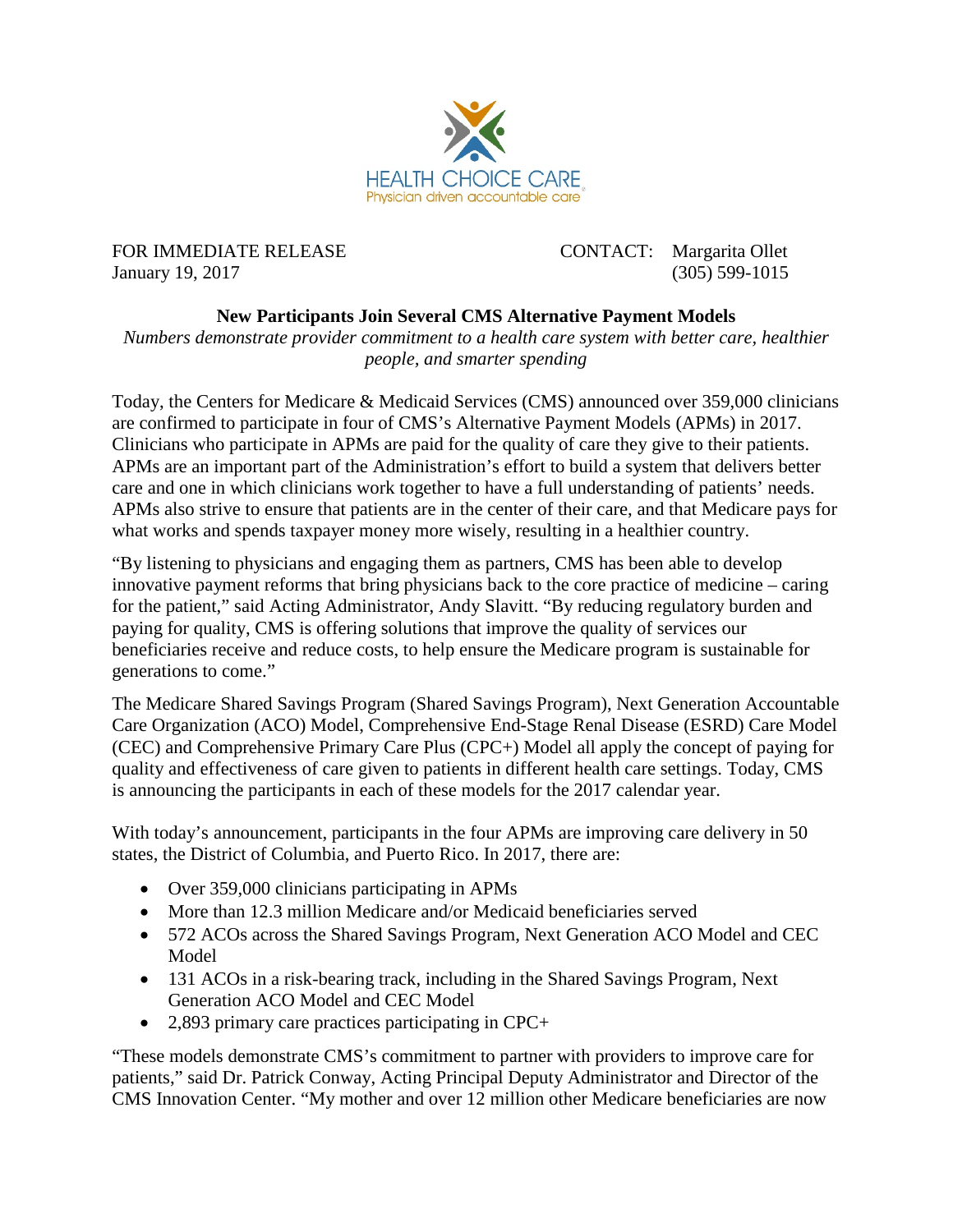HEALTH CHOICE CARE
Physician driven accountable care

FOR IMMEDIATE RELEASE
January 19, 2017

CONTACT: Margarita Ollet
(305) 599-1015

## New Participants Join Several CMS Alternative Payment Models

*Numbers demonstrate provider commitment to a health care system with better care, healthier people, and smarter spending*

Today, the Centers for Medicare & Medicaid Services (CMS) announced over 359,000 clinicians are confirmed to participate in four of CMS's Alternative Payment Models (APMs) in 2017. Clinicians who participate in APMs are paid for the quality of care they give to their patients. APMs are an important part of the Administration's effort to build a system that delivers better care and one in which clinicians work together to have a full understanding of patients' needs. APMs also strive to ensure that patients are in the center of their care, and that Medicare pays for what works and spends taxpayer money more wisely, resulting in a healthier country.

"By listening to physicians and engaging them as partners, CMS has been able to develop innovative payment reforms that bring physicians back to the core practice of medicine – caring for the patient," said Acting Administrator, Andy Slavitt. "By reducing regulatory burden and paying for quality, CMS is offering solutions that improve the quality of services our beneficiaries receive and reduce costs, to help ensure the Medicare program is sustainable for generations to come."

The Medicare Shared Savings Program (Shared Savings Program), Next Generation Accountable Care Organization (ACO) Model, Comprehensive End-Stage Renal Disease (ESRD) Care Model (CEC) and Comprehensive Primary Care Plus (CPC+) Model all apply the concept of paying for quality and effectiveness of care given to patients in different health care settings. Today, CMS is announcing the participants in each of these models for the 2017 calendar year.

With today's announcement, participants in the four APMs are improving care delivery in 50 states, the District of Columbia, and Puerto Rico. In 2017, there are:

- Over 359,000 clinicians participating in APMs
- More than 12.3 million Medicare and/or Medicaid beneficiaries served
- 572 ACOs across the Shared Savings Program, Next Generation ACO Model and CEC Model
- 131 ACOs in a risk-bearing track, including in the Shared Savings Program, Next Generation ACO Model and CEC Model
- 2,893 primary care practices participating in CPC+

"These models demonstrate CMS's commitment to partner with providers to improve care for patients," said Dr. Patrick Conway, Acting Principal Deputy Administrator and Director of the CMS Innovation Center. "My mother and over 12 million other Medicare beneficiaries are now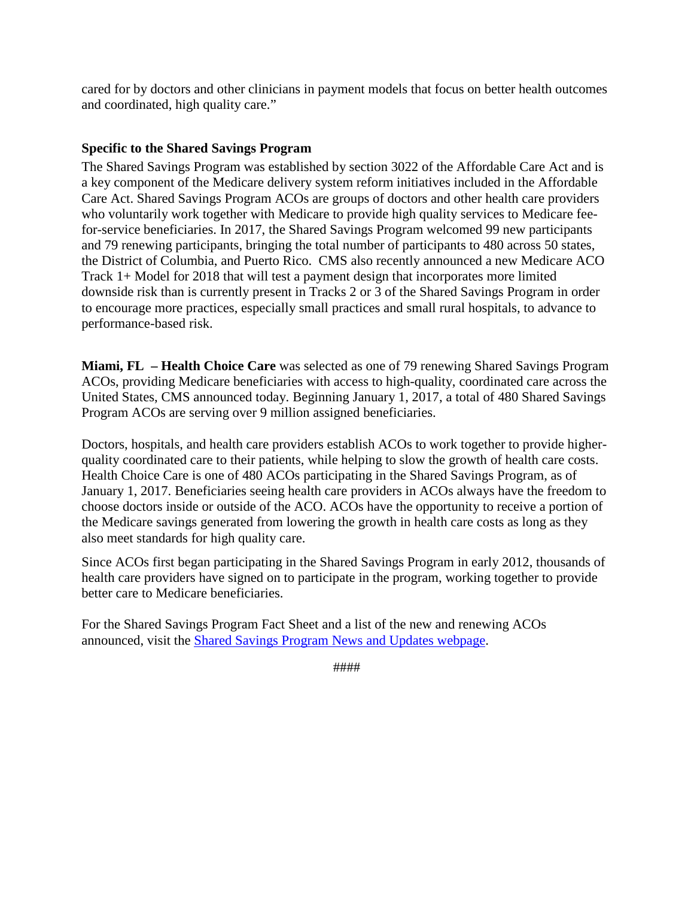cared for by doctors and other clinicians in payment models that focus on better health outcomes and coordinated, high quality care."

**Specific to the Shared Savings Program**

The Shared Savings Program was established by section 3022 of the Affordable Care Act and is a key component of the Medicare delivery system reform initiatives included in the Affordable Care Act. Shared Savings Program ACOs are groups of doctors and other health care providers who voluntarily work together with Medicare to provide high quality services to Medicare fee-for-service beneficiaries. In 2017, the Shared Savings Program welcomed 99 new participants and 79 renewing participants, bringing the total number of participants to 480 across 50 states, the District of Columbia, and Puerto Rico. CMS also recently announced a new Medicare ACO Track 1+ Model for 2018 that will test a payment design that incorporates more limited downside risk than is currently present in Tracks 2 or 3 of the Shared Savings Program in order to encourage more practices, especially small practices and small rural hospitals, to advance to performance-based risk.

**Miami, FL – Health Choice Care** was selected as one of 79 renewing Shared Savings Program ACOs, providing Medicare beneficiaries with access to high-quality, coordinated care across the United States, CMS announced today. Beginning January 1, 2017, a total of 480 Shared Savings Program ACOs are serving over 9 million assigned beneficiaries.

Doctors, hospitals, and health care providers establish ACOs to work together to provide higher-quality coordinated care to their patients, while helping to slow the growth of health care costs. Health Choice Care is one of 480 ACOs participating in the Shared Savings Program, as of January 1, 2017. Beneficiaries seeing health care providers in ACOs always have the freedom to choose doctors inside or outside of the ACO. ACOs have the opportunity to receive a portion of the Medicare savings generated from lowering the growth in health care costs as long as they also meet standards for high quality care.

Since ACOs first began participating in the Shared Savings Program in early 2012, thousands of health care providers have signed on to participate in the program, working together to provide better care to Medicare beneficiaries.

For the Shared Savings Program Fact Sheet and a list of the new and renewing ACOs announced, visit the Shared Savings Program News and Updates webpage.

####